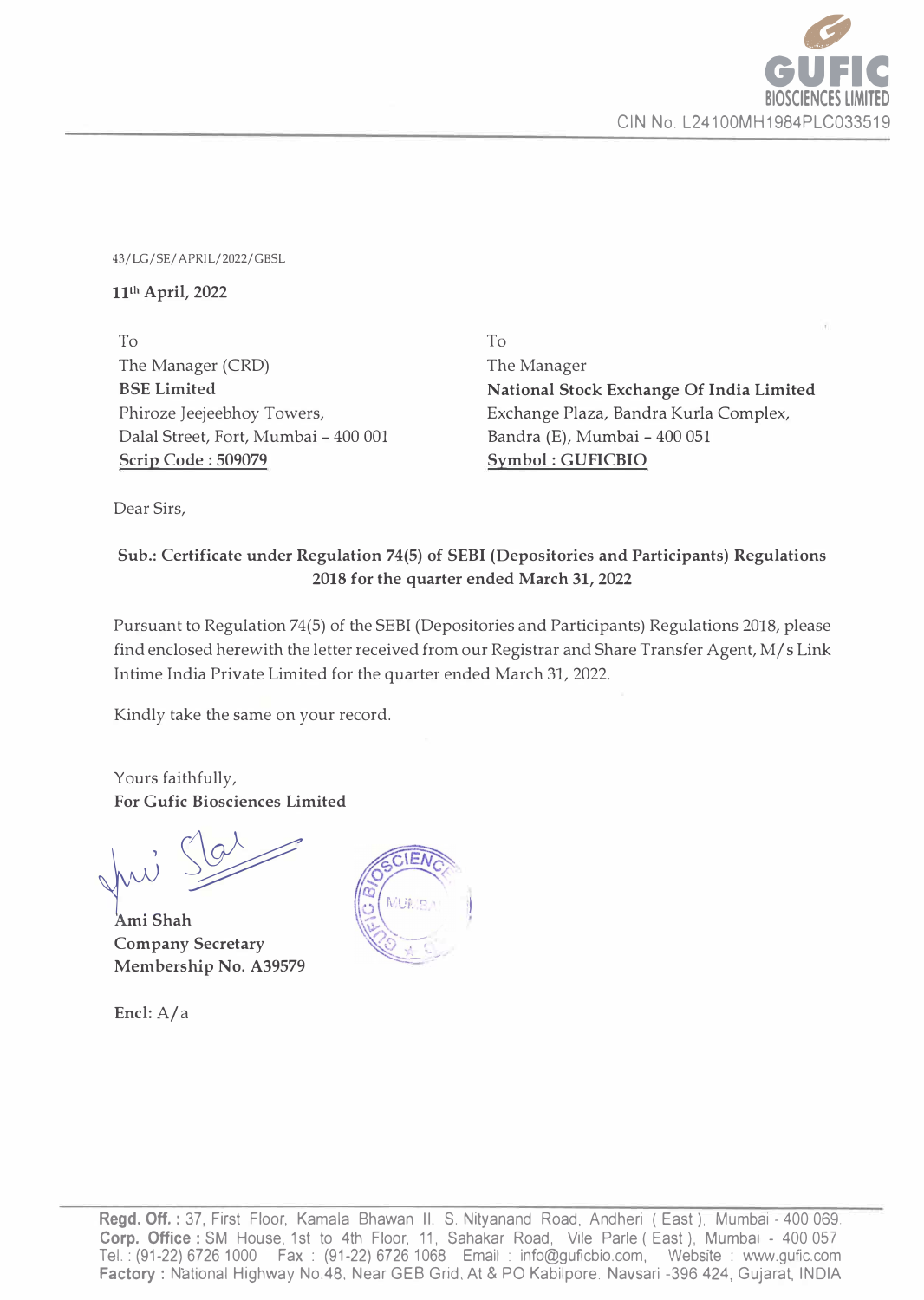**GUFIC BIOSCIENCES LIMITED**
CIN No. L24100MH1984PLC033519

43/LG/SE/APRIL/2022/GBSL

**11th April, 2022**

To
The Manager (CRD)
**BSE Limited**
Phiroze Jeejeebhoy Towers,
Dalal Street, Fort, Mumbai – 400 001
**Scrip Code : 509079**

To
The Manager
**National Stock Exchange Of India Limited**
Exchange Plaza, Bandra Kurla Complex,
Bandra (E), Mumbai – 400 051
**Symbol : GUFICBIO**

Dear Sirs,

**Sub.: Certificate under Regulation 74(5) of SEBI (Depositories and Participants) Regulations 2018 for the quarter ended March 31, 2022**

Pursuant to Regulation 74(5) of the SEBI (Depositories and Participants) Regulations 2018, please find enclosed herewith the letter received from our Registrar and Share Transfer Agent, M/s Link Intime India Private Limited for the quarter ended March 31, 2022.

Kindly take the same on your record.

Yours faithfully,
**For Gufic Biosciences Limited**

**Ami Shah**
**Company Secretary**
**Membership No. A39579**

**Encl:** A/a

**Regd. Off. :** 37, First Floor, Kamala Bhawan II, S. Nityanand Road, Andheri ( East ), Mumbai - 400 069.
**Corp. Office :** SM House, 1st to 4th Floor, 11, Sahakar Road, Vile Parle ( East ), Mumbai - 400 057
Tel. : (91-22) 6726 1000 Fax : (91-22) 6726 1068 Email : info@guficbio.com, Website : www.gufic.com
**Factory :** National Highway No.48, Near GEB Grid, At & PO Kabilpore, Navsari -396 424, Gujarat, INDIA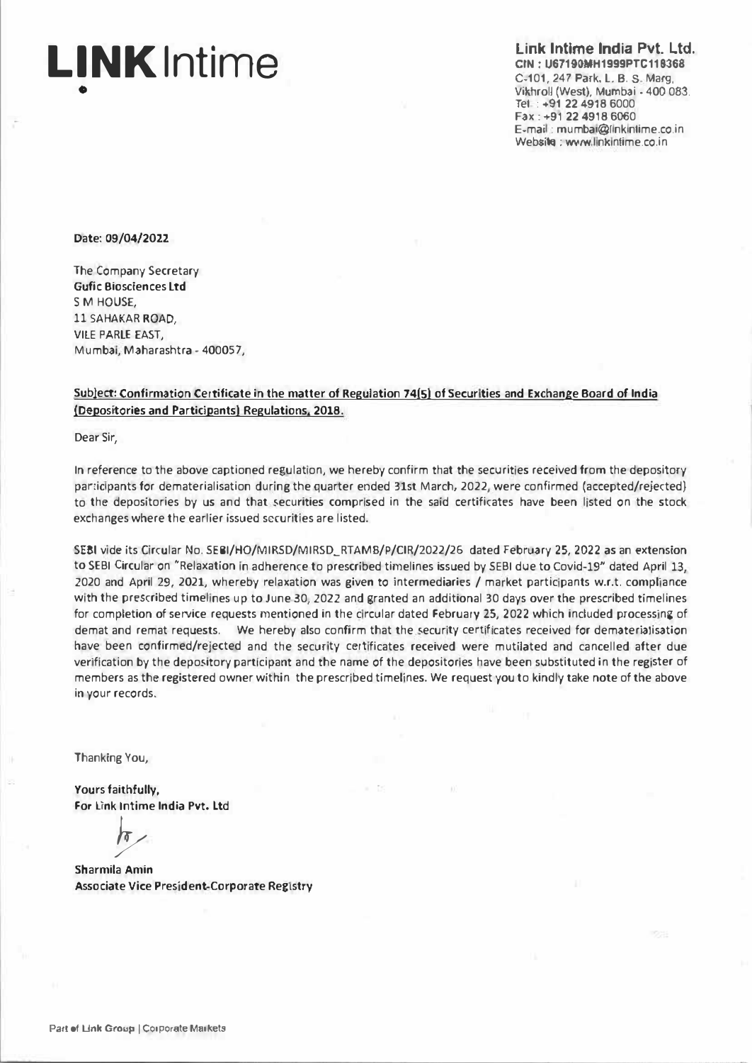**LINK** Intime

**Link Intime India Pvt. Ltd.**
CIN : U67190MH1999PTC118368
C-101, 247 Park, L. B. S. Marg,
Vikhroli (West), Mumbai - 400 083.
Tel. : +91 22 4918 6000
Fax : +91 22 4918 6060
E-mail : mumbai@linkintime.co.in
Website : www.linkintime.co.in

**Date: 09/04/2022**

The Company Secretary
**Gufic Biosciences Ltd**
S M HOUSE,
11 SAHAKAR ROAD,
VILE PARLE EAST,
Mumbai, Maharashtra - 400057,

**Subject: Confirmation Certificate in the matter of Regulation 74(5) of Securities and Exchange Board of India (Depositories and Participants) Regulations, 2018.**

Dear Sir,

In reference to the above captioned regulation, we hereby confirm that the securities received from the depository participants for dematerialisation during the quarter ended 31st March, 2022, were confirmed (accepted/rejected) to the depositories by us and that securities comprised in the said certificates have been listed on the stock exchanges where the earlier issued securities are listed.

SEBI vide its Circular No. SEBI/HO/MIRSD/MIRSD_RTAMB/P/CIR/2022/26 dated February 25, 2022 as an extension to SEBI Circular on "Relaxation in adherence to prescribed timelines issued by SEBI due to Covid-19" dated April 13, 2020 and April 29, 2021, whereby relaxation was given to intermediaries / market participants w.r.t. compliance with the prescribed timelines up to June 30, 2022 and granted an additional 30 days over the prescribed timelines for completion of service requests mentioned in the circular dated February 25, 2022 which included processing of demat and remat requests. We hereby also confirm that the security certificates received for dematerialisation have been confirmed/rejected and the security certificates received were mutilated and cancelled after due verification by the depository participant and the name of the depositories have been substituted in the register of members as the registered owner within the prescribed timelines. We request you to kindly take note of the above in your records.

Thanking You,

**Yours faithfully,**
**For Link Intime India Pvt. Ltd**

**Sharmila Amin**
**Associate Vice President-Corporate Registry**

Part of Link Group | Corporate Markets